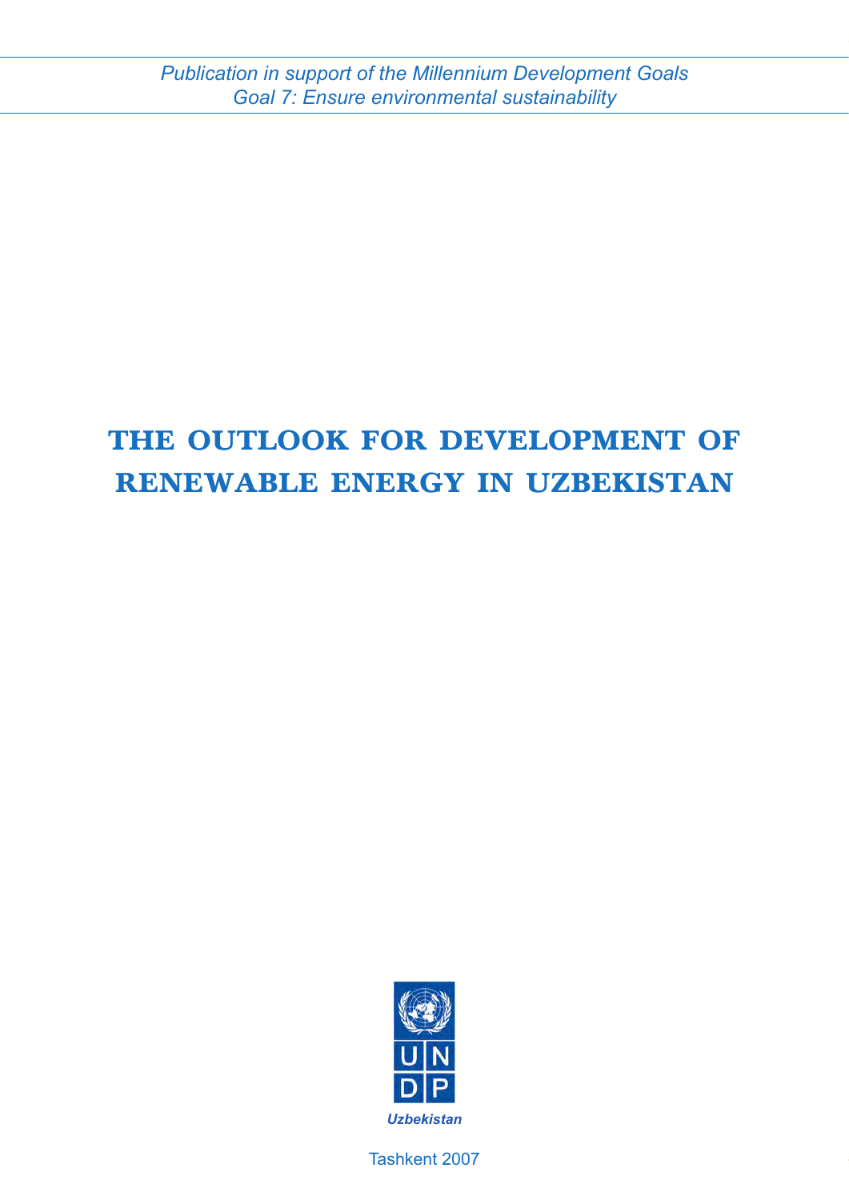*Publication in support of the Millennium Development Goals*
*Goal 7: Ensure environmental sustainability*

# THE OUTLOOK FOR DEVELOPMENT OF RENEWABLE ENERGY IN UZBEKISTAN

UNDP

*Uzbekistan*

Tashkent 2007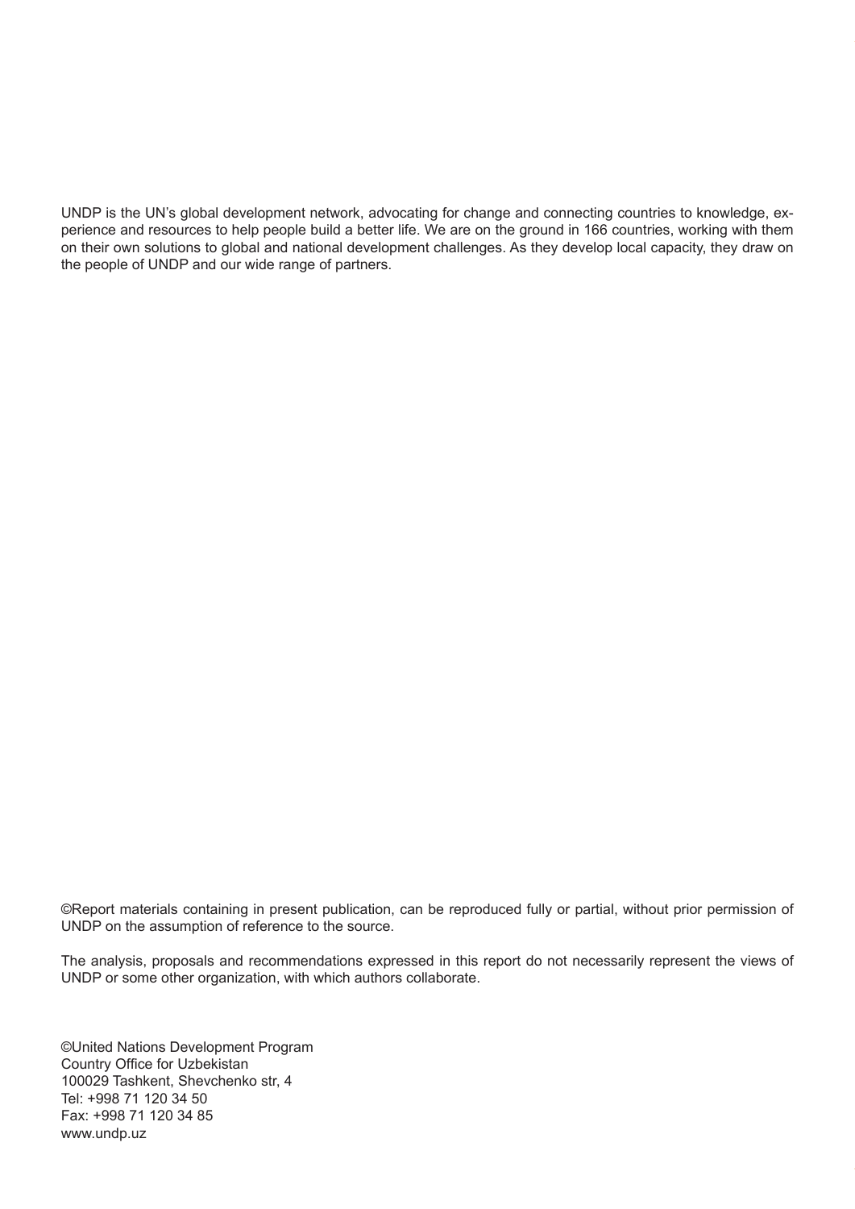UNDP is the UN's global development network, advocating for change and connecting countries to knowledge, experience and resources to help people build a better life. We are on the ground in 166 countries, working with them on their own solutions to global and national development challenges. As they develop local capacity, they draw on the people of UNDP and our wide range of partners.

©Report materials containing in present publication, can be reproduced fully or partial, without prior permission of UNDP on the assumption of reference to the source.

The analysis, proposals and recommendations expressed in this report do not necessarily represent the views of UNDP or some other organization, with which authors collaborate.

©United Nations Development Program
Country Office for Uzbekistan
100029 Tashkent, Shevchenko str, 4
Tel: +998 71 120 34 50
Fax: +998 71 120 34 85
www.undp.uz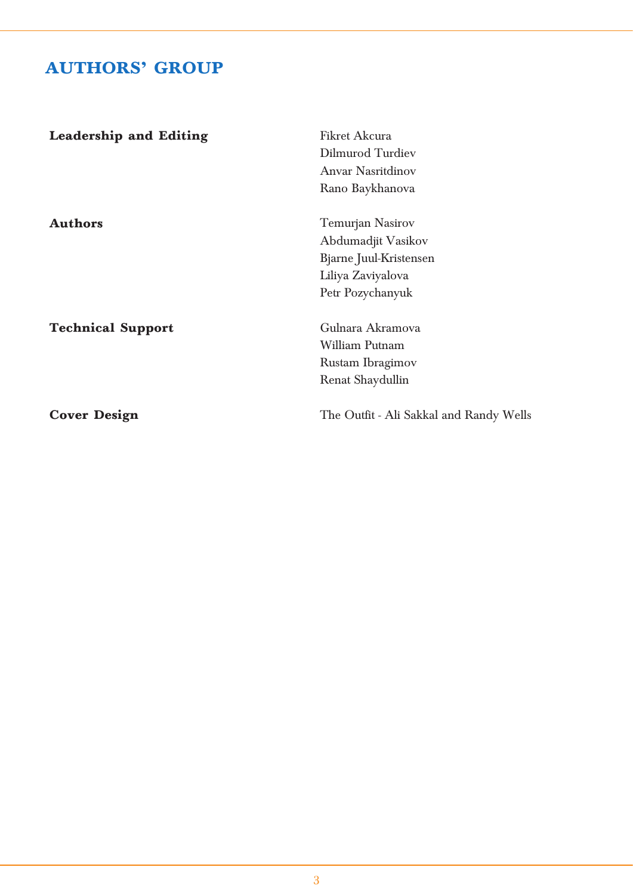## AUTHORS' GROUP

| | |
|---|---|
| **Leadership and Editing** | Fikret Akcura<br>Dilmurod Turdiev<br>Anvar Nasritdinov<br>Rano Baykhanova |
| **Authors** | Temurjan Nasirov<br>Abdumadjit Vasikov<br>Bjarne Juul-Kristensen<br>Liliya Zaviyalova<br>Petr Pozychanyuk |
| **Technical Support** | Gulnara Akramova<br>William Putnam<br>Rustam Ibragimov<br>Renat Shaydullin |
| **Cover Design** | The Outfit - Ali Sakkal and Randy Wells |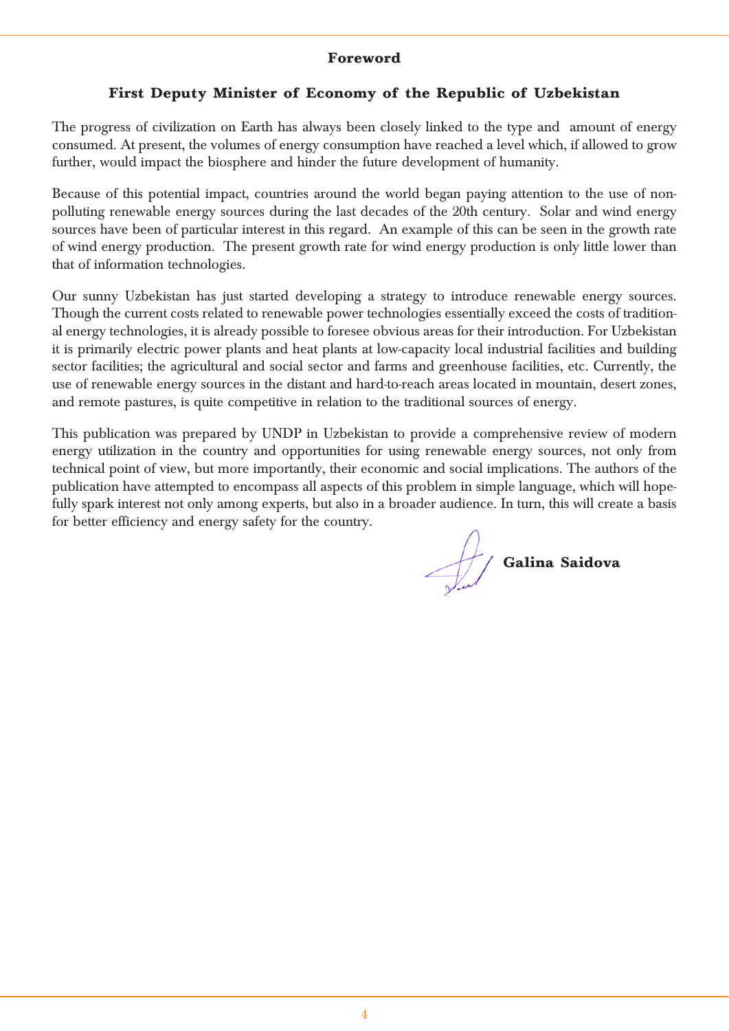## Foreword

### First Deputy Minister of Economy of the Republic of Uzbekistan

The progress of civilization on Earth has always been closely linked to the type and amount of energy consumed. At present, the volumes of energy consumption have reached a level which, if allowed to grow further, would impact the biosphere and hinder the future development of humanity.

Because of this potential impact, countries around the world began paying attention to the use of non-polluting renewable energy sources during the last decades of the 20th century. Solar and wind energy sources have been of particular interest in this regard. An example of this can be seen in the growth rate of wind energy production. The present growth rate for wind energy production is only little lower than that of information technologies.

Our sunny Uzbekistan has just started developing a strategy to introduce renewable energy sources. Though the current costs related to renewable power technologies essentially exceed the costs of traditional energy technologies, it is already possible to foresee obvious areas for their introduction. For Uzbekistan it is primarily electric power plants and heat plants at low-capacity local industrial facilities and building sector facilities; the agricultural and social sector and farms and greenhouse facilities, etc. Currently, the use of renewable energy sources in the distant and hard-to-reach areas located in mountain, desert zones, and remote pastures, is quite competitive in relation to the traditional sources of energy.

This publication was prepared by UNDP in Uzbekistan to provide a comprehensive review of modern energy utilization in the country and opportunities for using renewable energy sources, not only from technical point of view, but more importantly, their economic and social implications. The authors of the publication have attempted to encompass all aspects of this problem in simple language, which will hopefully spark interest not only among experts, but also in a broader audience. In turn, this will create a basis for better efficiency and energy safety for the country.

**Galina Saidova**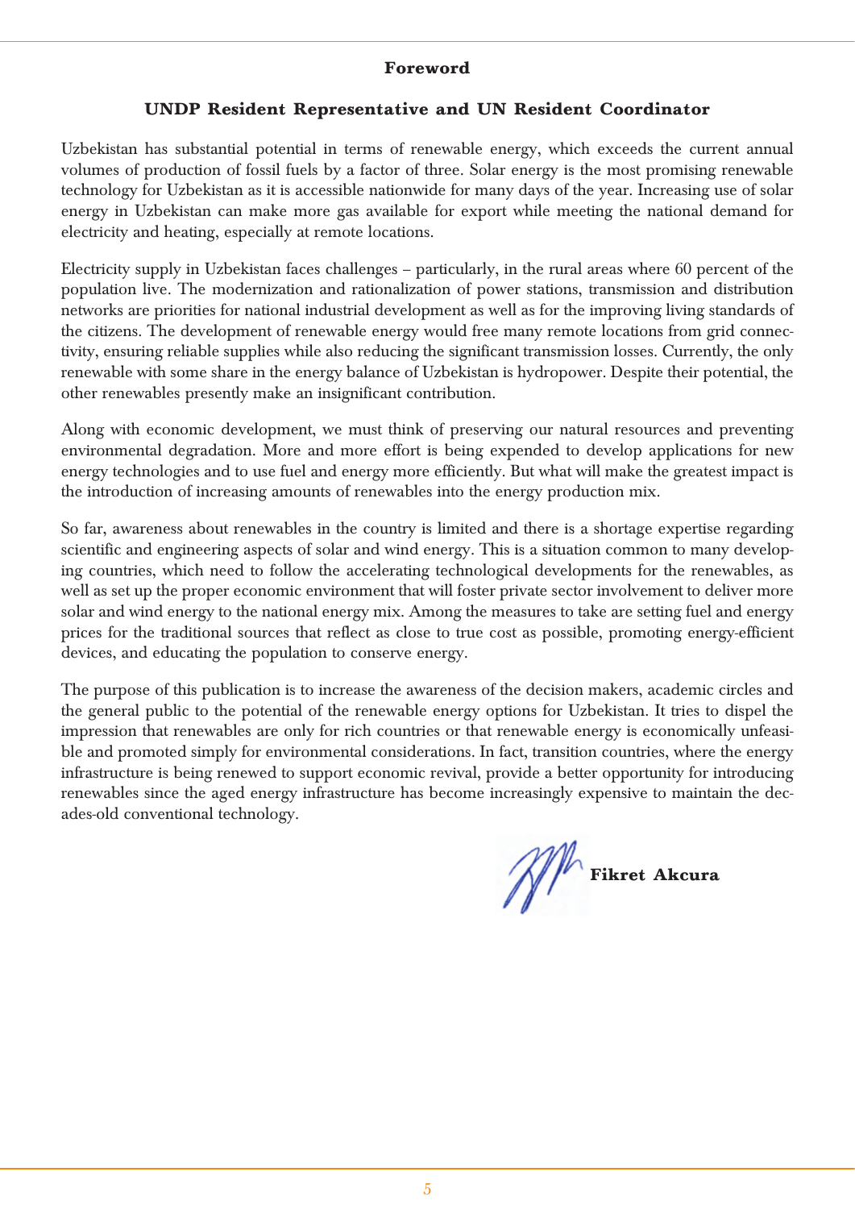# Foreword

## UNDP Resident Representative and UN Resident Coordinator

Uzbekistan has substantial potential in terms of renewable energy, which exceeds the current annual volumes of production of fossil fuels by a factor of three. Solar energy is the most promising renewable technology for Uzbekistan as it is accessible nationwide for many days of the year. Increasing use of solar energy in Uzbekistan can make more gas available for export while meeting the national demand for electricity and heating, especially at remote locations.

Electricity supply in Uzbekistan faces challenges – particularly, in the rural areas where 60 percent of the population live. The modernization and rationalization of power stations, transmission and distribution networks are priorities for national industrial development as well as for the improving living standards of the citizens. The development of renewable energy would free many remote locations from grid connectivity, ensuring reliable supplies while also reducing the significant transmission losses. Currently, the only renewable with some share in the energy balance of Uzbekistan is hydropower. Despite their potential, the other renewables presently make an insignificant contribution.

Along with economic development, we must think of preserving our natural resources and preventing environmental degradation. More and more effort is being expended to develop applications for new energy technologies and to use fuel and energy more efficiently. But what will make the greatest impact is the introduction of increasing amounts of renewables into the energy production mix.

So far, awareness about renewables in the country is limited and there is a shortage expertise regarding scientific and engineering aspects of solar and wind energy. This is a situation common to many developing countries, which need to follow the accelerating technological developments for the renewables, as well as set up the proper economic environment that will foster private sector involvement to deliver more solar and wind energy to the national energy mix. Among the measures to take are setting fuel and energy prices for the traditional sources that reflect as close to true cost as possible, promoting energy-efficient devices, and educating the population to conserve energy.

The purpose of this publication is to increase the awareness of the decision makers, academic circles and the general public to the potential of the renewable energy options for Uzbekistan. It tries to dispel the impression that renewables are only for rich countries or that renewable energy is economically unfeasible and promoted simply for environmental considerations. In fact, transition countries, where the energy infrastructure is being renewed to support economic revival, provide a better opportunity for introducing renewables since the aged energy infrastructure has become increasingly expensive to maintain the decades-old conventional technology.

**Fikret Akcura**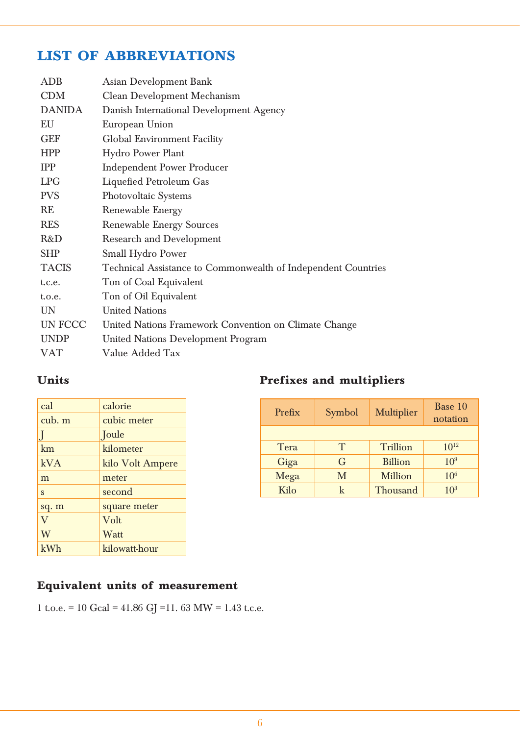# LIST OF ABBREVIATIONS

| | |
|---|---|
| ADB | Asian Development Bank |
| CDM | Clean Development Mechanism |
| DANIDA | Danish International Development Agency |
| EU | European Union |
| GEF | Global Environment Facility |
| HPP | Hydro Power Plant |
| IPP | Independent Power Producer |
| LPG | Liquefied Petroleum Gas |
| PVS | Photovoltaic Systems |
| RE | Renewable Energy |
| RES | Renewable Energy Sources |
| R&D | Research and Development |
| SHP | Small Hydro Power |
| TACIS | Technical Assistance to Commonwealth of Independent Countries |
| t.c.e. | Ton of Coal Equivalent |
| t.o.e. | Ton of Oil Equivalent |
| UN | United Nations |
| UN FCCC | United Nations Framework Convention on Climate Change |
| UNDP | United Nations Development Program |
| VAT | Value Added Tax |

## Units

| | |
|---|---|
| cal | calorie |
| cub. m | cubic meter |
| J | Joule |
| km | kilometer |
| kVA | kilo Volt Ampere |
| m | meter |
| s | second |
| sq. m | square meter |
| V | Volt |
| W | Watt |
| kWh | kilowatt-hour |

## Prefixes and multipliers

| Prefix | Symbol | Multiplier | Base 10 notation |
|---|---|---|---|
| | | | |
| Tera | T | Trillion | $10^{12}$ |
| Giga | G | Billion | $10^{9}$ |
| Mega | M | Million | $10^{6}$ |
| Kilo | k | Thousand | $10^{3}$ |

## Equivalent units of measurement

1 t.o.e. = 10 Gcal = 41.86 GJ =11. 63 MW = 1.43 t.c.e.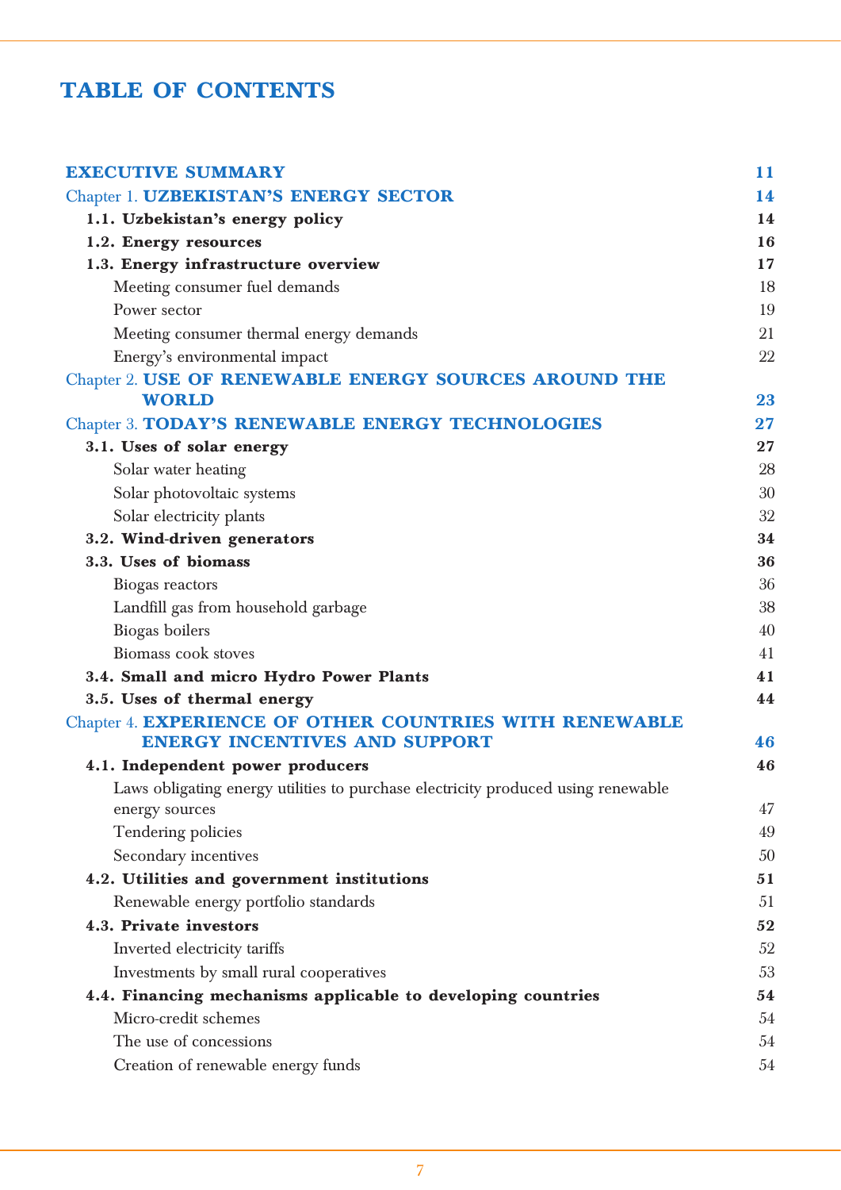# TABLE OF CONTENTS

| | |
|---|---|
| **EXECUTIVE SUMMARY** | **11** |
| Chapter 1. **UZBEKISTAN'S ENERGY SECTOR** | **14** |
| **1.1. Uzbekistan's energy policy** | **14** |
| **1.2. Energy resources** | **16** |
| **1.3. Energy infrastructure overview** | **17** |
| Meeting consumer fuel demands | 18 |
| Power sector | 19 |
| Meeting consumer thermal energy demands | 21 |
| Energy's environmental impact | 22 |
| Chapter 2. **USE OF RENEWABLE ENERGY SOURCES AROUND THE WORLD** | **23** |
| Chapter 3. **TODAY'S RENEWABLE ENERGY TECHNOLOGIES** | **27** |
| **3.1. Uses of solar energy** | **27** |
| Solar water heating | 28 |
| Solar photovoltaic systems | 30 |
| Solar electricity plants | 32 |
| **3.2. Wind-driven generators** | **34** |
| **3.3. Uses of biomass** | **36** |
| Biogas reactors | 36 |
| Landfill gas from household garbage | 38 |
| Biogas boilers | 40 |
| Biomass cook stoves | 41 |
| **3.4. Small and micro Hydro Power Plants** | **41** |
| **3.5. Uses of thermal energy** | **44** |
| Chapter 4. **EXPERIENCE OF OTHER COUNTRIES WITH RENEWABLE ENERGY INCENTIVES AND SUPPORT** | **46** |
| **4.1. Independent power producers** | **46** |
| Laws obligating energy utilities to purchase electricity produced using renewable energy sources | 47 |
| Tendering policies | 49 |
| Secondary incentives | 50 |
| **4.2. Utilities and government institutions** | **51** |
| Renewable energy portfolio standards | 51 |
| **4.3. Private investors** | **52** |
| Inverted electricity tariffs | 52 |
| Investments by small rural cooperatives | 53 |
| **4.4. Financing mechanisms applicable to developing countries** | **54** |
| Micro-credit schemes | 54 |
| The use of concessions | 54 |
| Creation of renewable energy funds | 54 |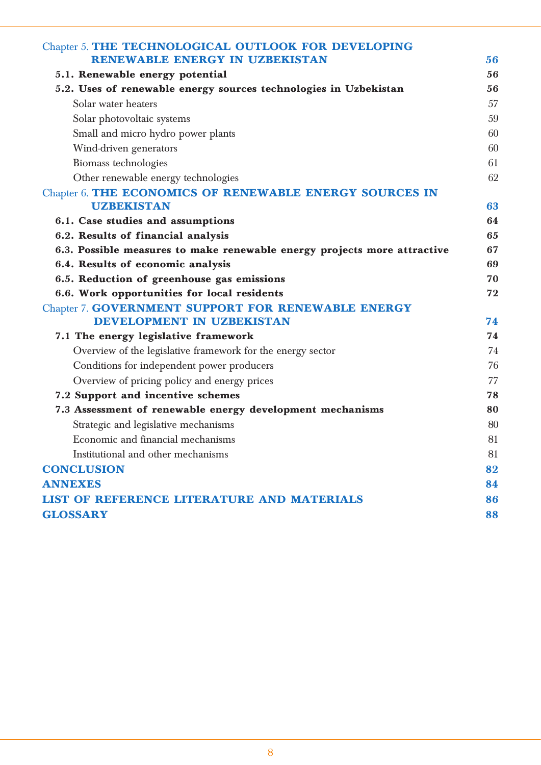Chapter 5. **THE TECHNOLOGICAL OUTLOOK FOR DEVELOPING RENEWABLE ENERGY IN UZBEKISTAN** **56**

**5.1. Renewable energy potential** **56**

**5.2. Uses of renewable energy sources technologies in Uzbekistan** **56**

Solar water heaters 57

Solar photovoltaic systems 59

Small and micro hydro power plants 60

Wind-driven generators 60

Biomass technologies 61

Other renewable energy technologies 62

Chapter 6. **THE ECONOMICS OF RENEWABLE ENERGY SOURCES IN UZBEKISTAN** **63**

**6.1. Case studies and assumptions** **64**

**6.2. Results of financial analysis** **65**

**6.3. Possible measures to make renewable energy projects more attractive** **67**

**6.4. Results of economic analysis** **69**

**6.5. Reduction of greenhouse gas emissions** **70**

**6.6. Work opportunities for local residents** **72**

Chapter 7. **GOVERNMENT SUPPORT FOR RENEWABLE ENERGY DEVELOPMENT IN UZBEKISTAN** **74**

**7.1 The energy legislative framework** **74**

Overview of the legislative framework for the energy sector 74

Conditions for independent power producers 76

Overview of pricing policy and energy prices 77

**7.2 Support and incentive schemes** **78**

**7.3 Assessment of renewable energy development mechanisms** **80**

Strategic and legislative mechanisms 80

Economic and financial mechanisms 81

Institutional and other mechanisms 81

**CONCLUSION** **82**

**ANNEXES** **84**

**LIST OF REFERENCE LITERATURE AND MATERIALS** **86**

**GLOSSARY** **88**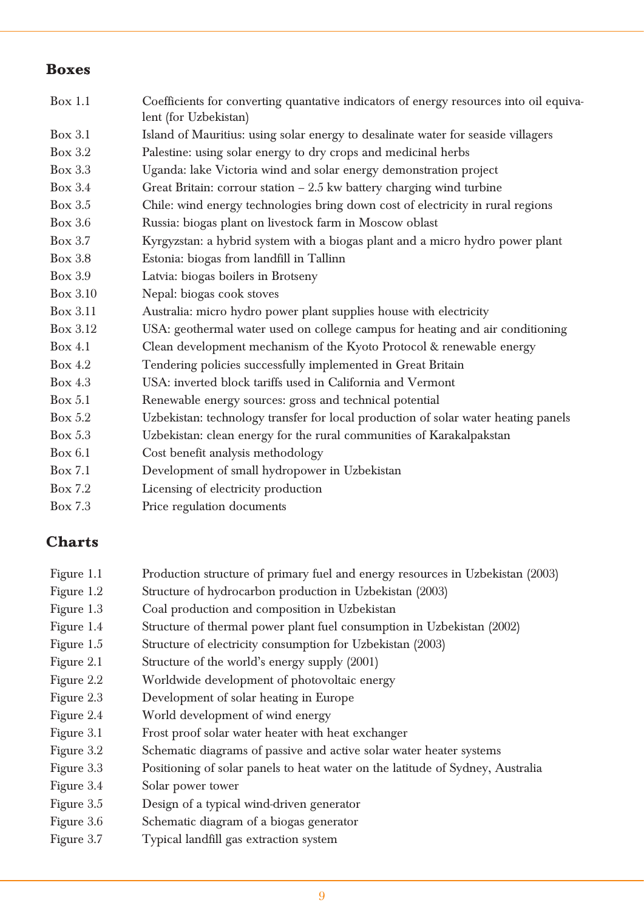## Boxes

| | |
|---|---|
| Box 1.1 | Coefficients for converting quantative indicators of energy resources into oil equivalent (for Uzbekistan) |
| Box 3.1 | Island of Mauritius: using solar energy to desalinate water for seaside villagers |
| Box 3.2 | Palestine: using solar energy to dry crops and medicinal herbs |
| Box 3.3 | Uganda: lake Victoria wind and solar energy demonstration project |
| Box 3.4 | Great Britain: corrour station – 2.5 kw battery charging wind turbine |
| Box 3.5 | Chile: wind energy technologies bring down cost of electricity in rural regions |
| Box 3.6 | Russia: biogas plant on livestock farm in Moscow oblast |
| Box 3.7 | Kyrgyzstan: a hybrid system with a biogas plant and a micro hydro power plant |
| Box 3.8 | Estonia: biogas from landfill in Tallinn |
| Box 3.9 | Latvia: biogas boilers in Brotseny |
| Box 3.10 | Nepal: biogas cook stoves |
| Box 3.11 | Australia: micro hydro power plant supplies house with electricity |
| Box 3.12 | USA: geothermal water used on college campus for heating and air conditioning |
| Box 4.1 | Clean development mechanism of the Kyoto Protocol & renewable energy |
| Box 4.2 | Tendering policies successfully implemented in Great Britain |
| Box 4.3 | USA: inverted block tariffs used in California and Vermont |
| Box 5.1 | Renewable energy sources: gross and technical potential |
| Box 5.2 | Uzbekistan: technology transfer for local production of solar water heating panels |
| Box 5.3 | Uzbekistan: clean energy for the rural communities of Karakalpakstan |
| Box 6.1 | Cost benefit analysis methodology |
| Box 7.1 | Development of small hydropower in Uzbekistan |
| Box 7.2 | Licensing of electricity production |
| Box 7.3 | Price regulation documents |

## Charts

| | |
|---|---|
| Figure 1.1 | Production structure of primary fuel and energy resources in Uzbekistan (2003) |
| Figure 1.2 | Structure of hydrocarbon production in Uzbekistan (2003) |
| Figure 1.3 | Coal production and composition in Uzbekistan |
| Figure 1.4 | Structure of thermal power plant fuel consumption in Uzbekistan (2002) |
| Figure 1.5 | Structure of electricity consumption for Uzbekistan (2003) |
| Figure 2.1 | Structure of the world's energy supply (2001) |
| Figure 2.2 | Worldwide development of photovoltaic energy |
| Figure 2.3 | Development of solar heating in Europe |
| Figure 2.4 | World development of wind energy |
| Figure 3.1 | Frost proof solar water heater with heat exchanger |
| Figure 3.2 | Schematic diagrams of passive and active solar water heater systems |
| Figure 3.3 | Positioning of solar panels to heat water on the latitude of Sydney, Australia |
| Figure 3.4 | Solar power tower |
| Figure 3.5 | Design of a typical wind-driven generator |
| Figure 3.6 | Schematic diagram of a biogas generator |
| Figure 3.7 | Typical landfill gas extraction system |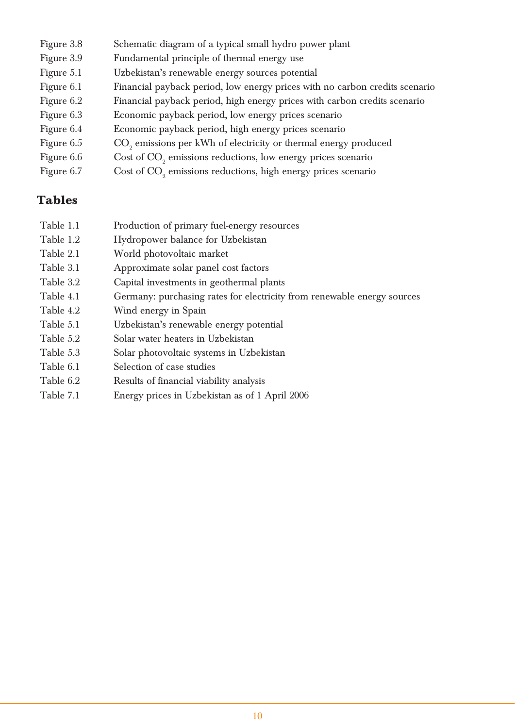| | |
|---|---|
| Figure 3.8 | Schematic diagram of a typical small hydro power plant |
| Figure 3.9 | Fundamental principle of thermal energy use |
| Figure 5.1 | Uzbekistan's renewable energy sources potential |
| Figure 6.1 | Financial payback period, low energy prices with no carbon credits scenario |
| Figure 6.2 | Financial payback period, high energy prices with carbon credits scenario |
| Figure 6.3 | Economic payback period, low energy prices scenario |
| Figure 6.4 | Economic payback period, high energy prices scenario |
| Figure 6.5 | $CO_2$ emissions per kWh of electricity or thermal energy produced |
| Figure 6.6 | Cost of $CO_2$ emissions reductions, low energy prices scenario |
| Figure 6.7 | Cost of $CO_2$ emissions reductions, high energy prices scenario |

## Tables

| | |
|---|---|
| Table 1.1 | Production of primary fuel-energy resources |
| Table 1.2 | Hydropower balance for Uzbekistan |
| Table 2.1 | World photovoltaic market |
| Table 3.1 | Approximate solar panel cost factors |
| Table 3.2 | Capital investments in geothermal plants |
| Table 4.1 | Germany: purchasing rates for electricity from renewable energy sources |
| Table 4.2 | Wind energy in Spain |
| Table 5.1 | Uzbekistan's renewable energy potential |
| Table 5.2 | Solar water heaters in Uzbekistan |
| Table 5.3 | Solar photovoltaic systems in Uzbekistan |
| Table 6.1 | Selection of case studies |
| Table 6.2 | Results of financial viability analysis |
| Table 7.1 | Energy prices in Uzbekistan as of 1 April 2006 |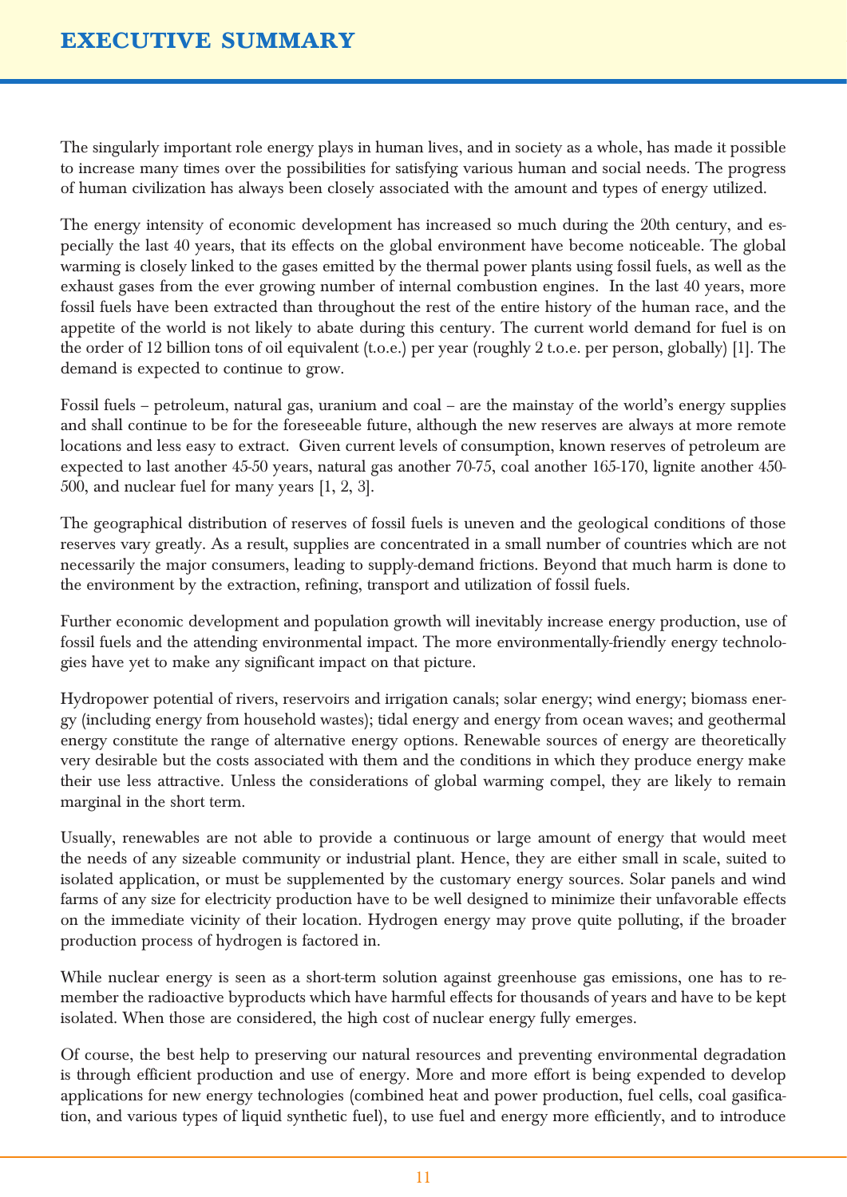# EXECUTIVE SUMMARY

The singularly important role energy plays in human lives, and in society as a whole, has made it possible to increase many times over the possibilities for satisfying various human and social needs. The progress of human civilization has always been closely associated with the amount and types of energy utilized.

The energy intensity of economic development has increased so much during the 20th century, and especially the last 40 years, that its effects on the global environment have become noticeable. The global warming is closely linked to the gases emitted by the thermal power plants using fossil fuels, as well as the exhaust gases from the ever growing number of internal combustion engines. In the last 40 years, more fossil fuels have been extracted than throughout the rest of the entire history of the human race, and the appetite of the world is not likely to abate during this century. The current world demand for fuel is on the order of 12 billion tons of oil equivalent (t.o.e.) per year (roughly 2 t.o.e. per person, globally) [1]. The demand is expected to continue to grow.

Fossil fuels – petroleum, natural gas, uranium and coal – are the mainstay of the world's energy supplies and shall continue to be for the foreseeable future, although the new reserves are always at more remote locations and less easy to extract. Given current levels of consumption, known reserves of petroleum are expected to last another 45-50 years, natural gas another 70-75, coal another 165-170, lignite another 450-500, and nuclear fuel for many years [1, 2, 3].

The geographical distribution of reserves of fossil fuels is uneven and the geological conditions of those reserves vary greatly. As a result, supplies are concentrated in a small number of countries which are not necessarily the major consumers, leading to supply-demand frictions. Beyond that much harm is done to the environment by the extraction, refining, transport and utilization of fossil fuels.

Further economic development and population growth will inevitably increase energy production, use of fossil fuels and the attending environmental impact. The more environmentally-friendly energy technologies have yet to make any significant impact on that picture.

Hydropower potential of rivers, reservoirs and irrigation canals; solar energy; wind energy; biomass energy (including energy from household wastes); tidal energy and energy from ocean waves; and geothermal energy constitute the range of alternative energy options. Renewable sources of energy are theoretically very desirable but the costs associated with them and the conditions in which they produce energy make their use less attractive. Unless the considerations of global warming compel, they are likely to remain marginal in the short term.

Usually, renewables are not able to provide a continuous or large amount of energy that would meet the needs of any sizeable community or industrial plant. Hence, they are either small in scale, suited to isolated application, or must be supplemented by the customary energy sources. Solar panels and wind farms of any size for electricity production have to be well designed to minimize their unfavorable effects on the immediate vicinity of their location. Hydrogen energy may prove quite polluting, if the broader production process of hydrogen is factored in.

While nuclear energy is seen as a short-term solution against greenhouse gas emissions, one has to remember the radioactive byproducts which have harmful effects for thousands of years and have to be kept isolated. When those are considered, the high cost of nuclear energy fully emerges.

Of course, the best help to preserving our natural resources and preventing environmental degradation is through efficient production and use of energy. More and more effort is being expended to develop applications for new energy technologies (combined heat and power production, fuel cells, coal gasification, and various types of liquid synthetic fuel), to use fuel and energy more efficiently, and to introduce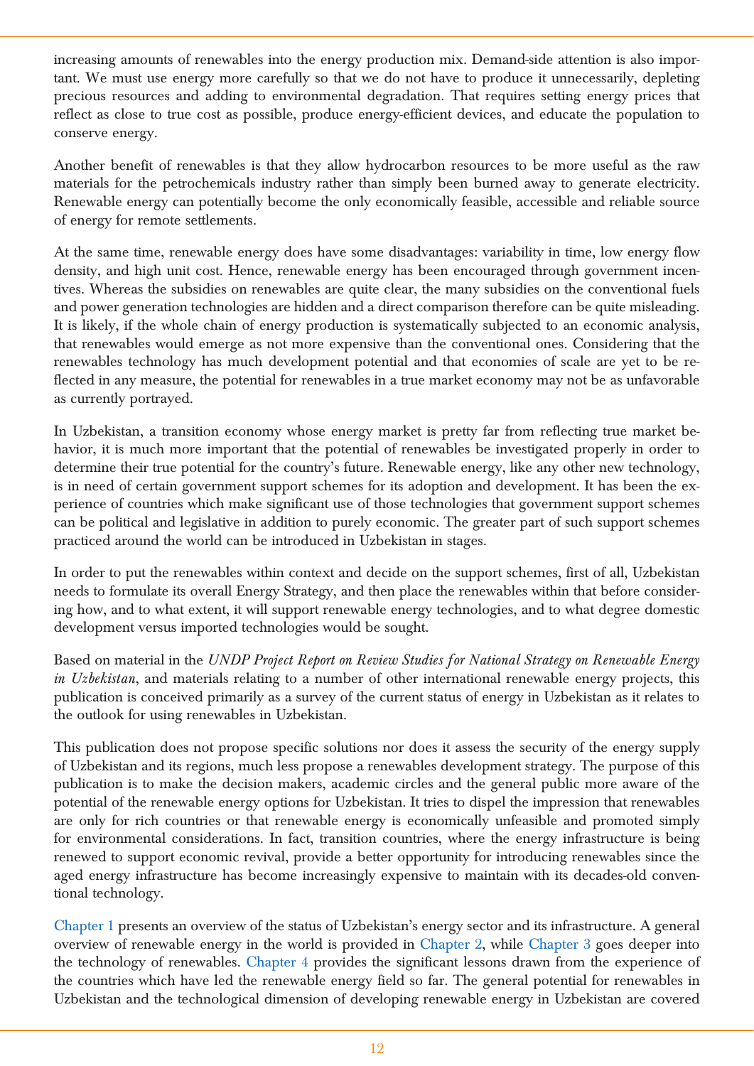increasing amounts of renewables into the energy production mix. Demand-side attention is also important. We must use energy more carefully so that we do not have to produce it unnecessarily, depleting precious resources and adding to environmental degradation. That requires setting energy prices that reflect as close to true cost as possible, produce energy-efficient devices, and educate the population to conserve energy.

Another benefit of renewables is that they allow hydrocarbon resources to be more useful as the raw materials for the petrochemicals industry rather than simply been burned away to generate electricity. Renewable energy can potentially become the only economically feasible, accessible and reliable source of energy for remote settlements.

At the same time, renewable energy does have some disadvantages: variability in time, low energy flow density, and high unit cost. Hence, renewable energy has been encouraged through government incentives. Whereas the subsidies on renewables are quite clear, the many subsidies on the conventional fuels and power generation technologies are hidden and a direct comparison therefore can be quite misleading. It is likely, if the whole chain of energy production is systematically subjected to an economic analysis, that renewables would emerge as not more expensive than the conventional ones. Considering that the renewables technology has much development potential and that economies of scale are yet to be reflected in any measure, the potential for renewables in a true market economy may not be as unfavorable as currently portrayed.

In Uzbekistan, a transition economy whose energy market is pretty far from reflecting true market behavior, it is much more important that the potential of renewables be investigated properly in order to determine their true potential for the country's future. Renewable energy, like any other new technology, is in need of certain government support schemes for its adoption and development. It has been the experience of countries which make significant use of those technologies that government support schemes can be political and legislative in addition to purely economic. The greater part of such support schemes practiced around the world can be introduced in Uzbekistan in stages.

In order to put the renewables within context and decide on the support schemes, first of all, Uzbekistan needs to formulate its overall Energy Strategy, and then place the renewables within that before considering how, and to what extent, it will support renewable energy technologies, and to what degree domestic development versus imported technologies would be sought.

Based on material in the *UNDP Project Report on Review Studies for National Strategy on Renewable Energy in Uzbekistan*, and materials relating to a number of other international renewable energy projects, this publication is conceived primarily as a survey of the current status of energy in Uzbekistan as it relates to the outlook for using renewables in Uzbekistan.

This publication does not propose specific solutions nor does it assess the security of the energy supply of Uzbekistan and its regions, much less propose a renewables development strategy. The purpose of this publication is to make the decision makers, academic circles and the general public more aware of the potential of the renewable energy options for Uzbekistan. It tries to dispel the impression that renewables are only for rich countries or that renewable energy is economically unfeasible and promoted simply for environmental considerations. In fact, transition countries, where the energy infrastructure is being renewed to support economic revival, provide a better opportunity for introducing renewables since the aged energy infrastructure has become increasingly expensive to maintain with its decades-old conventional technology.

Chapter 1 presents an overview of the status of Uzbekistan's energy sector and its infrastructure. A general overview of renewable energy in the world is provided in Chapter 2, while Chapter 3 goes deeper into the technology of renewables. Chapter 4 provides the significant lessons drawn from the experience of the countries which have led the renewable energy field so far. The general potential for renewables in Uzbekistan and the technological dimension of developing renewable energy in Uzbekistan are covered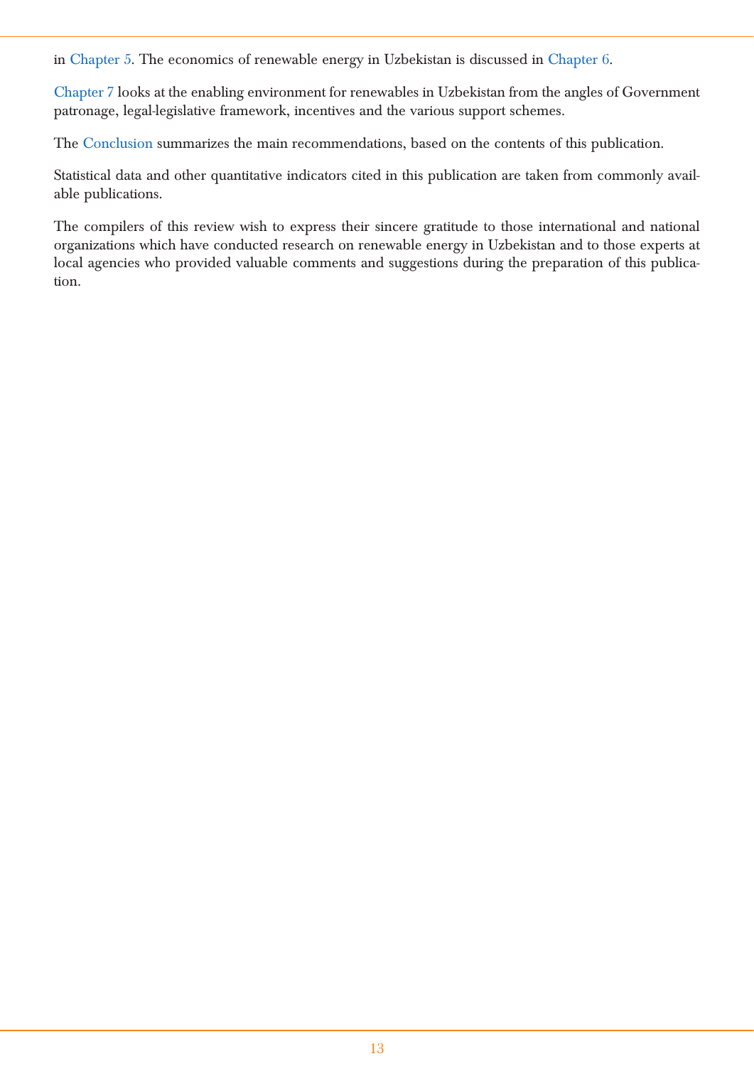in Chapter 5. The economics of renewable energy in Uzbekistan is discussed in Chapter 6.

Chapter 7 looks at the enabling environment for renewables in Uzbekistan from the angles of Government patronage, legal-legislative framework, incentives and the various support schemes.

The Conclusion summarizes the main recommendations, based on the contents of this publication.

Statistical data and other quantitative indicators cited in this publication are taken from commonly available publications.

The compilers of this review wish to express their sincere gratitude to those international and national organizations which have conducted research on renewable energy in Uzbekistan and to those experts at local agencies who provided valuable comments and suggestions during the preparation of this publication.